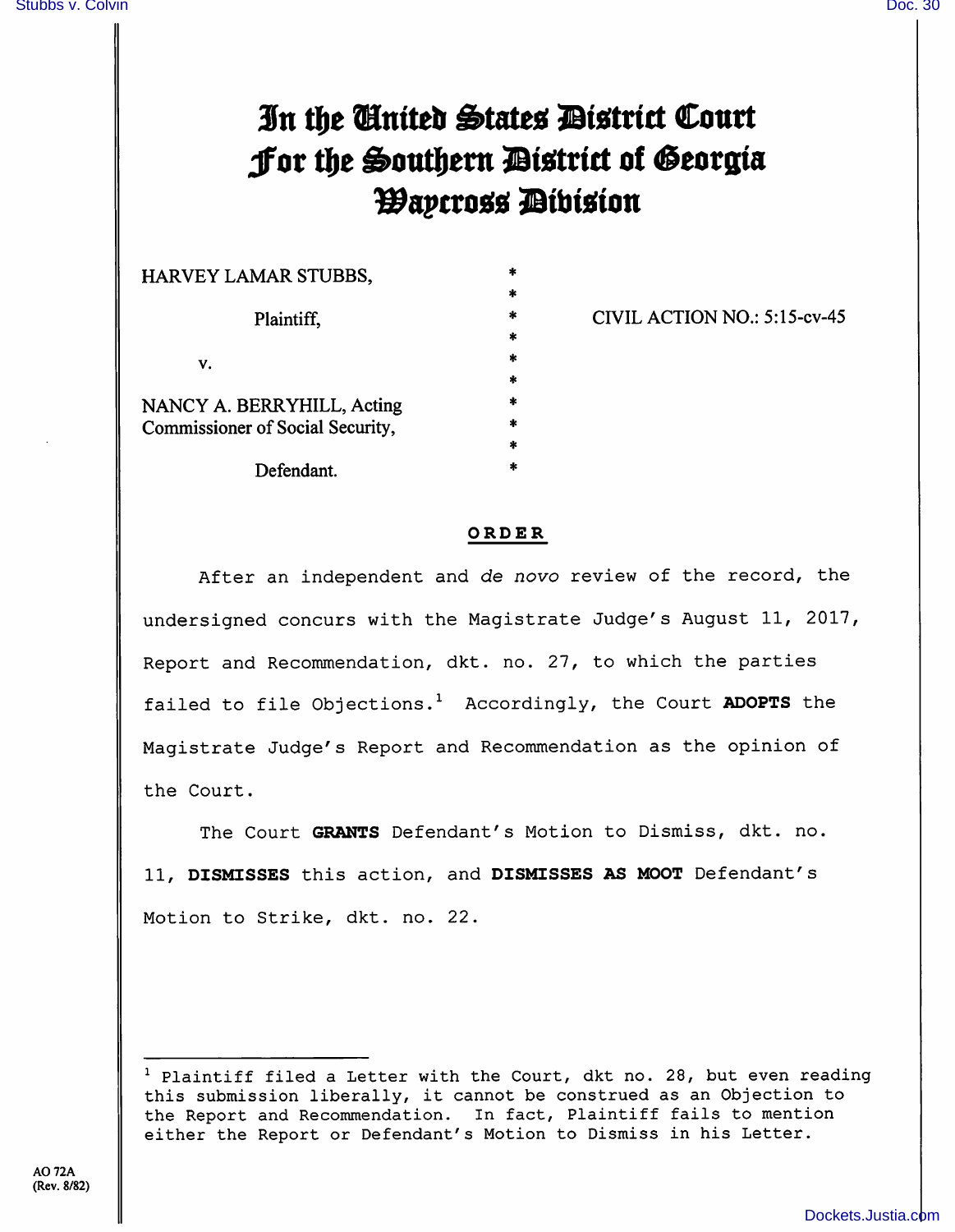# In the United States District Court
# For the Southern District of Georgia
# Waycross Division

HARVEY LAMAR STUBBS,

Plaintiff,

v.

NANCY A. BERRYHILL, Acting Commissioner of Social Security,

Defendant.

CIVIL ACTION NO.: 5:15-cv-45

**ORDER**

After an independent and *de novo* review of the record, the undersigned concurs with the Magistrate Judge's August 11, 2017, Report and Recommendation, dkt. no. 27, to which the parties failed to file Objections.[1] Accordingly, the Court **ADOPTS** the Magistrate Judge's Report and Recommendation as the opinion of the Court.

The Court **GRANTS** Defendant's Motion to Dismiss, dkt. no. 11, **DISMISSES** this action, and **DISMISSES AS MOOT** Defendant's Motion to Strike, dkt. no. 22.

---

[1] Plaintiff filed a Letter with the Court, dkt no. 28, but even reading this submission liberally, it cannot be construed as an Objection to the Report and Recommendation. In fact, Plaintiff fails to mention either the Report or Defendant's Motion to Dismiss in his Letter.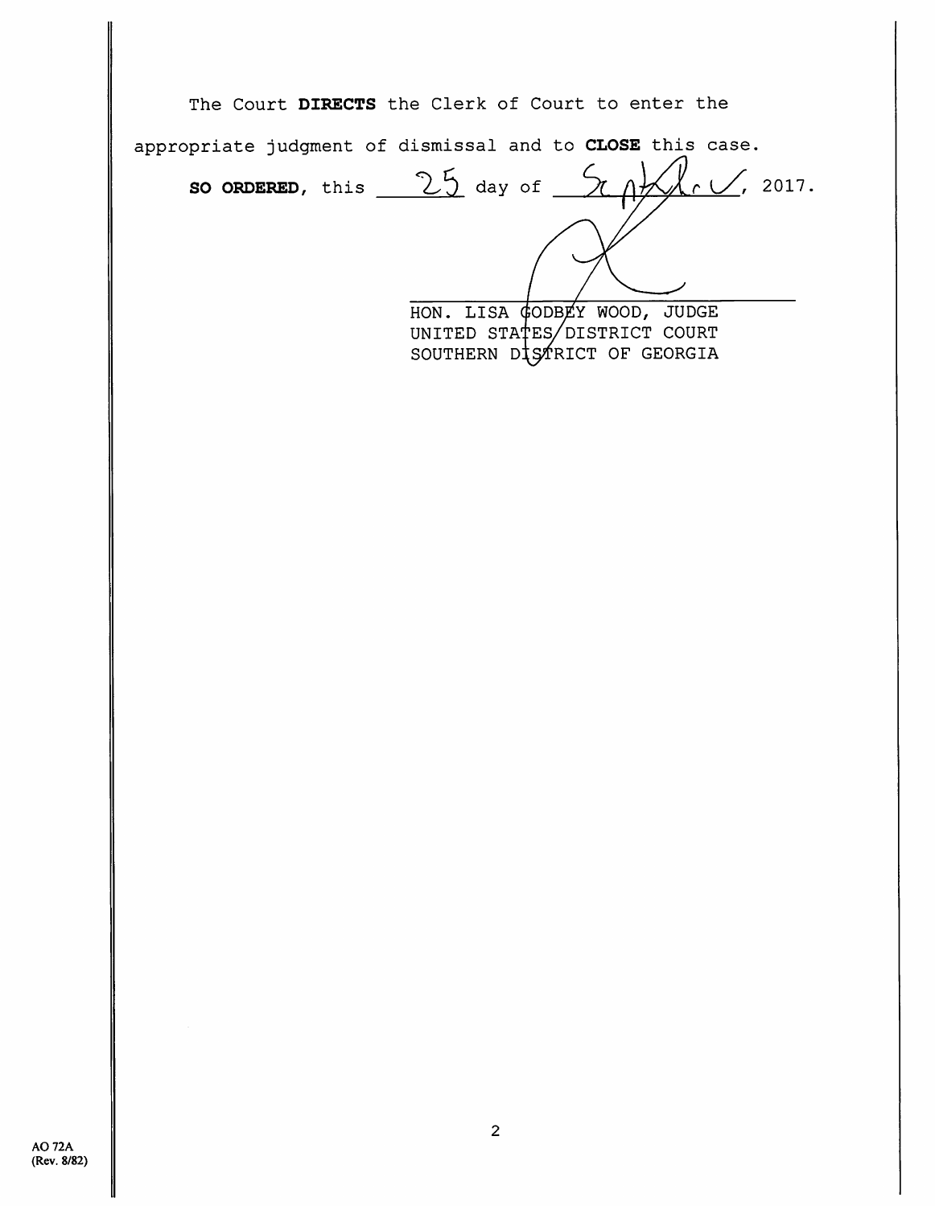The Court **DIRECTS** the Clerk of Court to enter the appropriate judgment of dismissal and to **CLOSE** this case.

**SO ORDERED**, this 25 day of September, 2017.

HON. LISA GODBEY WOOD, JUDGE
UNITED STATES DISTRICT COURT
SOUTHERN DISTRICT OF GEORGIA

AO 72A
(Rev. 8/82)